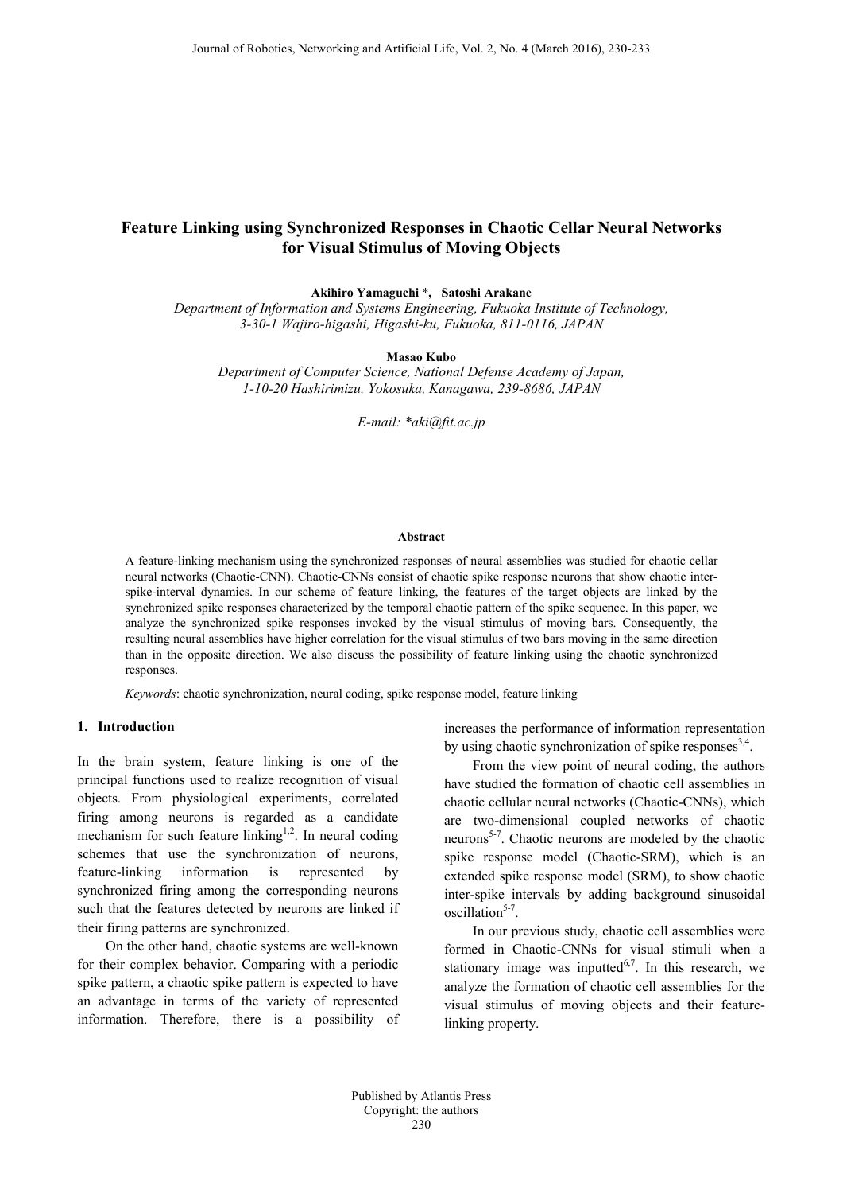# Feature Linking using Synchronized Responses in Chaotic Cellar Neural Networks for Visual Stimulus of Moving Objects

**Akihiro Yamaguchi \*, Satoshi Arakane**

*Department of Information and Systems Engineering, Fukuoka Institute of Technology, 3-30-1 Wajiro-higashi, Higashi-ku, Fukuoka, 811-0116, JAPAN*

**Masao Kubo**

*Department of Computer Science, National Defense Academy of Japan, 1-10-20 Hashirimizu, Yokosuka, Kanagawa, 239-8686, JAPAN*

*E-mail: \*aki@fit.ac.jp*

#### Abstract

A feature-linking mechanism using the synchronized responses of neural assemblies was studied for chaotic cellar neural networks (Chaotic-CNN). Chaotic-CNNs consist of chaotic spike response neurons that show chaotic inter-spike-interval dynamics. In our scheme of feature linking, the features of the target objects are linked by the synchronized spike responses characterized by the temporal chaotic pattern of the spike sequence. In this paper, we analyze the synchronized spike responses invoked by the visual stimulus of moving bars. Consequently, the resulting neural assemblies have higher correlation for the visual stimulus of two bars moving in the same direction than in the opposite direction. We also discuss the possibility of feature linking using the chaotic synchronized responses.

*Keywords*: chaotic synchronization, neural coding, spike response model, feature linking

## 1. Introduction

In the brain system, feature linking is one of the principal functions used to realize recognition of visual objects. From physiological experiments, correlated firing among neurons is regarded as a candidate mechanism for such feature linking[1,2]. In neural coding schemes that use the synchronization of neurons, feature-linking information is represented by synchronized firing among the corresponding neurons such that the features detected by neurons are linked if their firing patterns are synchronized.

On the other hand, chaotic systems are well-known for their complex behavior. Comparing with a periodic spike pattern, a chaotic spike pattern is expected to have an advantage in terms of the variety of represented information. Therefore, there is a possibility of increases the performance of information representation by using chaotic synchronization of spike responses[3,4].

From the view point of neural coding, the authors have studied the formation of chaotic cell assemblies in chaotic cellular neural networks (Chaotic-CNNs), which are two-dimensional coupled networks of chaotic neurons[5-7]. Chaotic neurons are modeled by the chaotic spike response model (Chaotic-SRM), which is an extended spike response model (SRM), to show chaotic inter-spike intervals by adding background sinusoidal oscillation[5-7].

In our previous study, chaotic cell assemblies were formed in Chaotic-CNNs for visual stimuli when a stationary image was inputted[6,7]. In this research, we analyze the formation of chaotic cell assemblies for the visual stimulus of moving objects and their feature-linking property.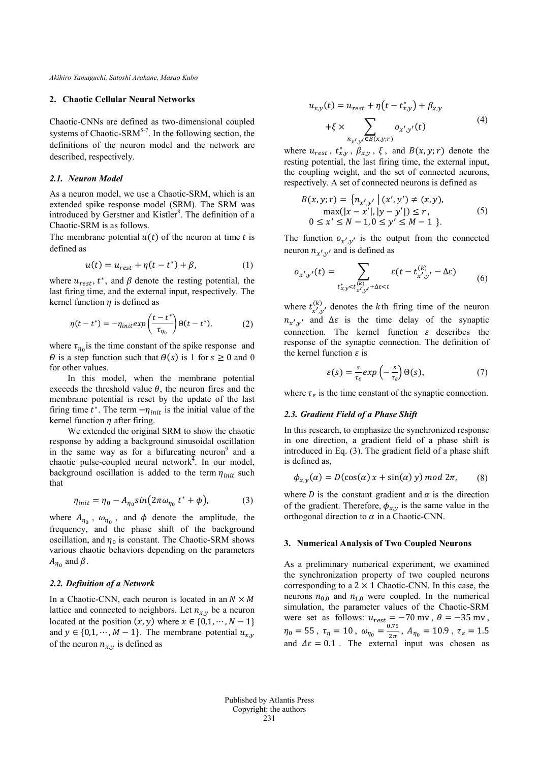## 2. Chaotic Cellular Neural Networks

Chaotic-CNNs are defined as two-dimensional coupled systems of Chaotic-SRM[5-7]. In the following section, the definitions of the neuron model and the network are described, respectively.

### 2.1. Neuron Model

As a neuron model, we use a Chaotic-SRM, which is an extended spike response model (SRM). The SRM was introduced by Gerstner and Kistler[8]. The definition of a Chaotic-SRM is as follows.

The membrane potential $u(t)$ of the neuron at time $t$ is defined as

$$u(t) = u_{rest} + \eta(t - t^*) + \beta, \tag{1}$$

where $u_{rest}$, $t^*$, and $\beta$ denote the resting potential, the last firing time, and the external input, respectively. The kernel function $\eta$ is defined as

$$\eta(t - t^*) = -\eta_{init} exp\left(\frac{t - t^*}{\tau_{\eta_0}}\right)\Theta(t - t^*), \tag{2}$$

where $\tau_{\eta_0}$ is the time constant of the spike response and $\Theta$ is a step function such that $\Theta(s)$ is 1 for $s \geq 0$ and 0 for other values.

In this model, when the membrane potential exceeds the threshold value $\theta$, the neuron fires and the membrane potential is reset by the update of the last firing time $t^*$. The term $-\eta_{init}$ is the initial value of the kernel function $\eta$ after firing.

We extended the original SRM to show the chaotic response by adding a background sinusoidal oscillation in the same way as for a bifurcating neuron[9] and a chaotic pulse-coupled neural network[4]. In our model, background oscillation is added to the term $\eta_{init}$ such that

$$\eta_{init} = \eta_0 - A_{\eta_0} sin\left(2\pi\omega_{\eta_0} t^* + \phi\right), \tag{3}$$

where $A_{\eta_0}$, $\omega_{\eta_0}$, and $\phi$ denote the amplitude, the frequency, and the phase shift of the background oscillation, and $\eta_0$ is constant. The Chaotic-SRM shows various chaotic behaviors depending on the parameters $A_{\eta_0}$ and $\beta$.

### 2.2. Definition of a Network

In a Chaotic-CNN, each neuron is located in an $N \times M$ lattice and connected to neighbors. Let $n_{x,y}$ be a neuron located at the position $(x, y)$ where $x \in \{0,1,\cdots,N-1\}$ and $y \in \{0,1,\cdots,M-1\}$. The membrane potential $u_{x,y}$ of the neuron $n_{x,y}$ is defined as

$$u_{x,y}(t) = u_{rest} + \eta\left(t - t^*_{x,y}\right) + \beta_{x,y} + \xi \times \sum_{n_{x',y'} \in B(x,y;r)} o_{x',y'}(t) \tag{4}$$

where $u_{rest}$, $t^*_{x,y}$, $\beta_{x,y}$, $\xi$, and $B(x, y; r)$ denote the resting potential, the last firing time, the external input, the coupling weight, and the set of connected neurons, respectively. A set of connected neurons is defined as

$$B(x, y; r) = \{n_{x',y'} \mid (x', y') \neq (x, y), \max(|x - x'|, |y - y'|) \leq r, 0 \leq x' \leq N-1, 0 \leq y' \leq M-1 \}. \tag{5}$$

The function $o_{x',y'}$ is the output from the connected neuron $n_{x',y'}$ and is defined as

$$o_{x',y'}(t) = \sum_{t^*_{x,y} < t^{(k)}_{x',y'} + \Delta\varepsilon < t} \varepsilon(t - t^{(k)}_{x',y'} - \Delta\varepsilon) \tag{6}$$

where $t^{(k)}_{x',y'}$ denotes the $k$th firing time of the neuron $n_{x',y'}$ and $\Delta\varepsilon$ is the time delay of the synaptic connection. The kernel function $\varepsilon$ describes the response of the synaptic connection. The definition of the kernel function $\varepsilon$ is

$$\varepsilon(s) = \frac{s}{\tau_\varepsilon} exp\left(-\frac{s}{\tau_\varepsilon}\right)\Theta(s), \tag{7}$$

where $\tau_\varepsilon$ is the time constant of the synaptic connection.

### 2.3. Gradient Field of a Phase Shift

In this research, to emphasize the synchronized response in one direction, a gradient field of a phase shift is introduced in Eq. (3). The gradient field of a phase shift is defined as,

$$\phi_{x,y}(\alpha) = D(\cos(\alpha)\, x + \sin(\alpha)\, y) \bmod 2\pi, \tag{8}$$

where $D$ is the constant gradient and $\alpha$ is the direction of the gradient. Therefore, $\phi_{x,y}$ is the same value in the orthogonal direction to $\alpha$ in a Chaotic-CNN.

## 3. Numerical Analysis of Two Coupled Neurons

As a preliminary numerical experiment, we examined the synchronization property of two coupled neurons corresponding to a $2 \times 1$ Chaotic-CNN. In this case, the neurons $n_{0,0}$ and $n_{1,0}$ were coupled. In the numerical simulation, the parameter values of the Chaotic-SRM were set as follows: $u_{rest} = -70$ mv, $\theta = -35$ mv, $\eta_0 = 55$, $\tau_\eta = 10$, $\omega_{\eta_0} = \frac{0.75}{2\pi}$, $A_{\eta_0} = 10.9$, $\tau_\varepsilon = 1.5$ and $\Delta\varepsilon = 0.1$. The external input was chosen as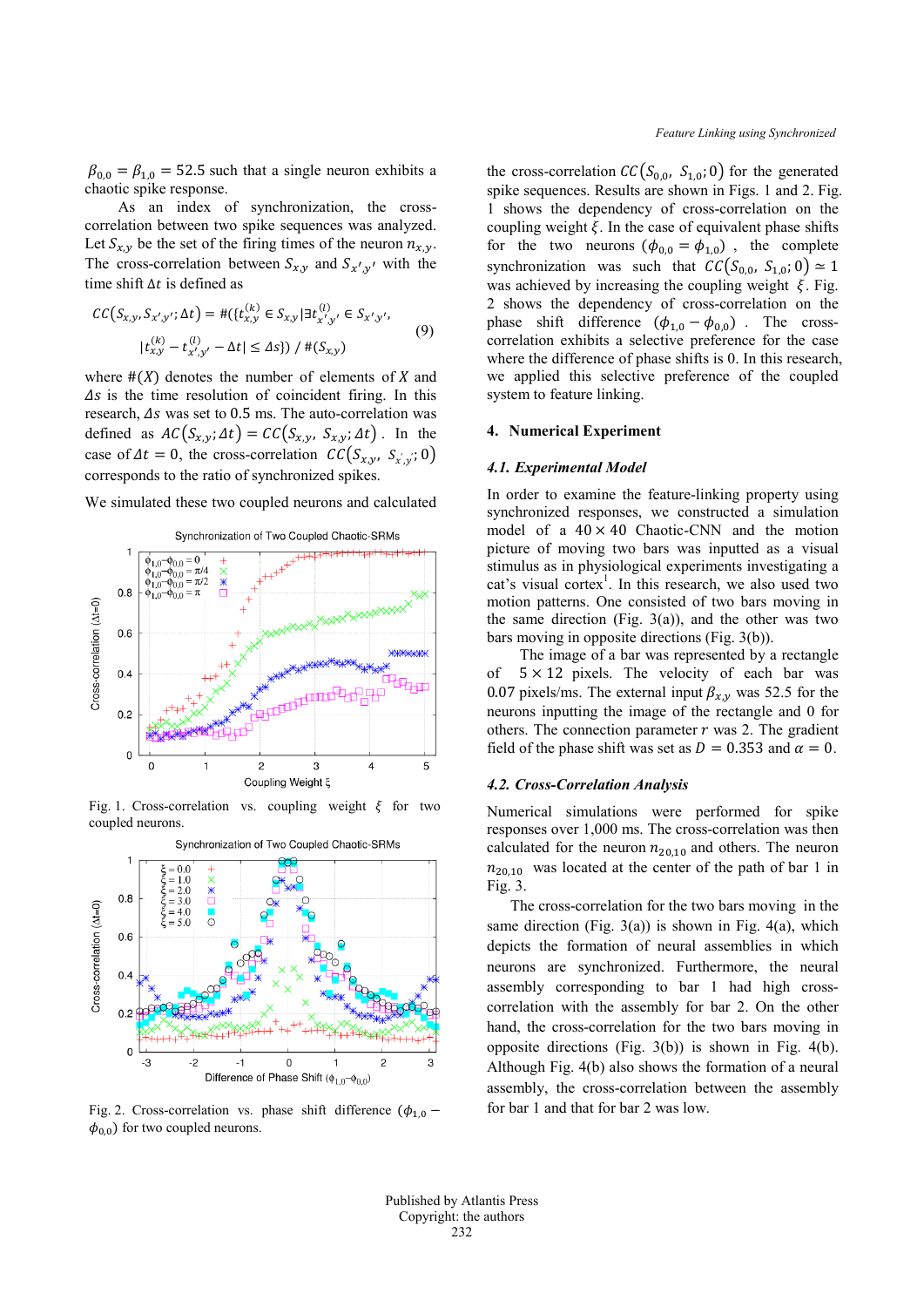$\beta_{0,0} = \beta_{1,0} = 52.5$ such that a single neuron exhibits a chaotic spike response.

As an index of synchronization, the cross-correlation between two spike sequences was analyzed. Let $S_{x,y}$ be the set of the firing times of the neuron $n_{x,y}$. The cross-correlation between $S_{x,y}$ and $S_{x',y'}$ with the time shift $\Delta t$ is defined as

$$CC(S_{x,y}, S_{x'y'}; \Delta t) = \#(\{t_{x,y}^{(k)} \in S_{x,y} | \exists t_{x',y'}^{(l)} \in S_{x',y'}, |t_{x,y}^{(k)} - t_{x',y'}^{(l)} - \Delta t| \leq \Delta s\}) \,/\, \#(S_{xy}) \quad (9)$$

where $\#(X)$ denotes the number of elements of $X$ and $\Delta s$ is the time resolution of coincident firing. In this research, $\Delta s$ was set to 0.5 ms. The auto-correlation was defined as $AC(S_{x,y}; \Delta t) = CC(S_{x,y}, S_{x,y}; \Delta t)$. In the case of $\Delta t = 0$, the cross-correlation $CC(S_{x,y}, S_{x',y'}; 0)$ corresponds to the ratio of synchronized spikes.

We simulated these two coupled neurons and calculated the cross-correlation $CC(S_{0,0}, S_{1,0}; 0)$ for the generated spike sequences. Results are shown in Figs. 1 and 2. Fig. 1 shows the dependency of cross-correlation on the coupling weight $\xi$. In the case of equivalent phase shifts for the two neurons $(\phi_{0,0} = \phi_{1,0})$, the complete synchronization was such that $CC(S_{0,0}, S_{1,0}; 0) \simeq 1$ was achieved by increasing the coupling weight $\xi$. Fig. 2 shows the dependency of cross-correlation on the phase shift difference $(\phi_{1,0} - \phi_{0,0})$. The cross-correlation exhibits a selective preference for the case where the difference of phase shifts is 0. In this research, we applied this selective preference of the coupled system to feature linking.

Fig. 1. Cross-correlation vs. coupling weight $\xi$ for two coupled neurons.

Fig. 2. Cross-correlation vs. phase shift difference $(\phi_{1,0} - \phi_{0,0})$ for two coupled neurons.

## 4. Numerical Experiment

### 4.1. Experimental Model

In order to examine the feature-linking property using synchronized responses, we constructed a simulation model of a $40 \times 40$ Chaotic-CNN and the motion picture of moving two bars was inputted as a visual stimulus as in physiological experiments investigating a cat's visual cortex[1]. In this research, we also used two motion patterns. One consisted of two bars moving in the same direction (Fig. 3(a)), and the other was two bars moving in opposite directions (Fig. 3(b)).

The image of a bar was represented by a rectangle of $5 \times 12$ pixels. The velocity of each bar was 0.07 pixels/ms. The external input $\beta_{x,y}$ was 52.5 for the neurons inputting the image of bar and 0 for others. The connection parameter $r$ was 2. The gradient field of the phase shift was set as $D = 0.353$ and $\alpha = 0$.

### 4.2. Cross-Correlation Analysis

Numerical simulations were performed for spike responses over 1,000 ms. The cross-correlation was then calculated for the neuron $n_{20,10}$ and others. The neuron $n_{20,10}$ was located at the center of the path of bar 1 in Fig. 3.

The cross-correlation for the two bars moving in the same direction (Fig. 3(a)) is shown in Fig. 4(a), which depicts the formation of neural assemblies in which neurons are synchronized. Furthermore, the neural assembly corresponding to bar 1 had high cross-correlation with the assembly for bar 2. On the other hand, the cross-correlation for the two bars moving in opposite directions (Fig. 3(b)) is shown in Fig. 4(b). Although Fig. 4(b) also shows the formation of a neural assembly, the cross-correlation between the assembly for bar 1 and that for bar 2 was low.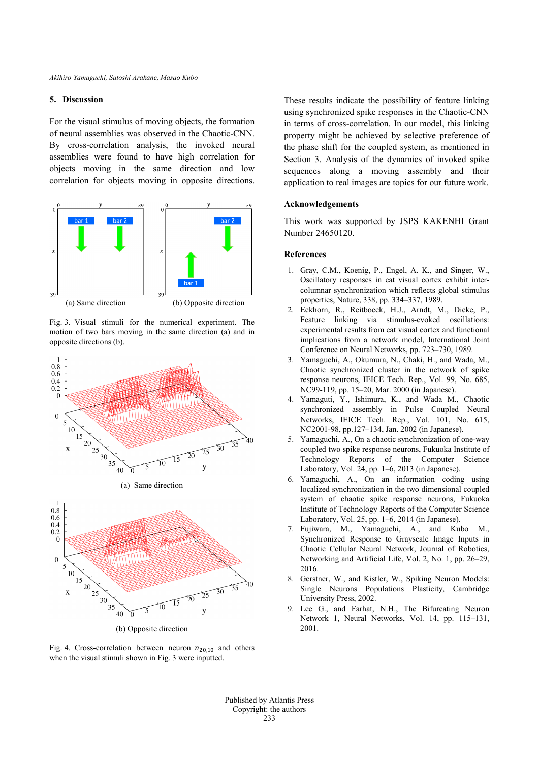## 5. Discussion

For the visual stimulus of moving objects, the formation of neural assemblies was observed in the Chaotic-CNN. By cross-correlation analysis, the invoked neural assemblies were found to have high correlation for objects moving in the same direction and low correlation for objects moving in opposite directions.

0 y 39
0
x
39
bar 1 bar 2

(a) Same direction

0 y 39
0
x
39
bar 2
bar 1

(b) Opposite direction

Fig. 3. Visual stimuli for the numerical experiment. The motion of two bars moving in the same direction (a) and in opposite directions (b).

1
0.8
0.6
0.4
0.2
0
0 5 10 15 20 25 30 35 40
x
0 5 10 15 20 25 30 35 40
y

(a) Same direction

1
0.8
0.6
0.4
0.2
0
0 5 10 15 20 25 30 35 40
x
0 5 10 15 20 25 30 35 40
y

(b) Opposite direction

Fig. 4. Cross-correlation between neuron $n_{20,10}$ and others when the visual stimuli shown in Fig. 3 were inputted.

These results indicate the possibility of feature linking using synchronized spike responses in the Chaotic-CNN in terms of cross-correlation. In our model, this linking property might be achieved by selective preference of the phase shift for the coupled system, as mentioned in Section 3. Analysis of the dynamics of invoked spike sequences along a moving assembly and their application to real images are topics for our future work.

### Acknowledgements

This work was supported by JSPS KAKENHI Grant Number 24650120.

### References

1. Gray, C.M., Koenig, P., Engel, A. K., and Singer, W., Oscillatory responses in cat visual cortex exhibit inter-columnar synchronization which reflects global stimulus properties, Nature, 338, pp. 334–337, 1989.
2. Eckhorn, R., Reitboeck, H.J., Arndt, M., Dicke, P., Feature linking via stimulus-evoked oscillations: experimental results from cat visual cortex and functional implications from a network model, International Joint Conference on Neural Networks, pp. 723–730, 1989.
3. Yamaguchi, A., Okumura, N., Chaki, H., and Wada, M., Chaotic synchronized cluster in the network of spike response neurons, IEICE Tech. Rep., Vol. 99, No. 685, NC99-119, pp. 15–20, Mar. 2000 (in Japanese).
4. Yamaguti, Y., Ishimura, K., and Wada M., Chaotic synchronized assembly in Pulse Coupled Neural Networks, IEICE Tech. Rep., Vol. 101, No. 615, NC2001-98, pp.127–134, Jan. 2002 (in Japanese).
5. Yamaguchi, A., On a chaotic synchronization of one-way coupled two spike response neurons, Fukuoka Institute of Technology Reports of the Computer Science Laboratory, Vol. 24, pp. 1–6, 2013 (in Japanese).
6. Yamaguchi, A., On an information coding using localized synchronization in the two dimensional coupled system of chaotic spike response neurons, Fukuoka Institute of Technology Reports of the Computer Science Laboratory, Vol. 25, pp. 1–6, 2014 (in Japanese).
7. Fujiwara, M., Yamaguchi, A., and Kubo M., Synchronized Response to Grayscale Image Inputs in Chaotic Cellular Neural Network, Journal of Robotics, Networking and Artificial Life, Vol. 2, No. 1, pp. 26–29, 2016.
8. Gerstner, W., and Kistler, W., Spiking Neuron Models: Single Neurons Populations Plasticity, Cambridge University Press, 2002.
9. Lee G., and Farhat, N.H., The Bifurcating Neuron Network 1, Neural Networks, Vol. 14, pp. 115–131, 2001.